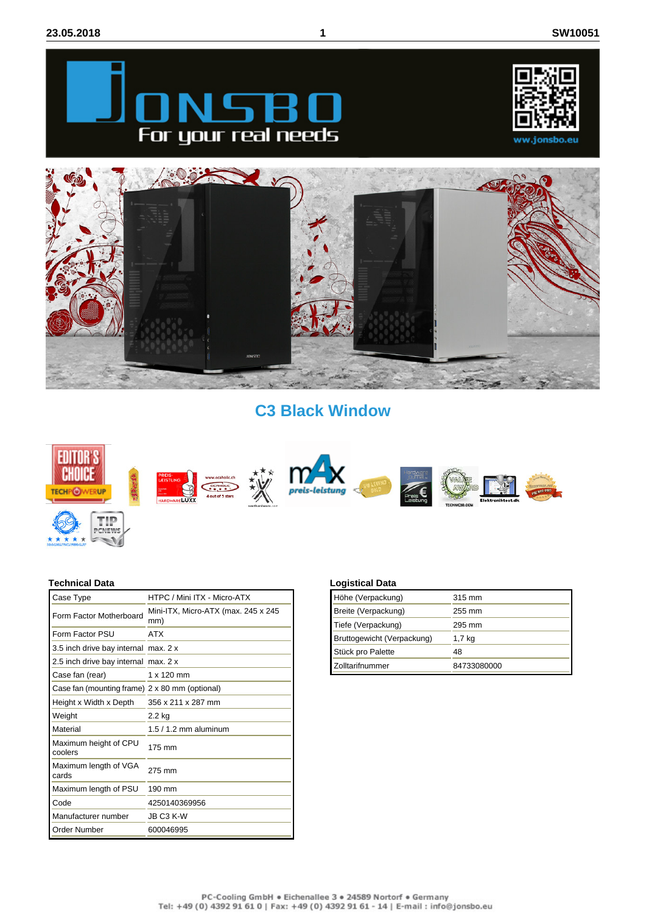# C3 Black Window

### Technical Data

| | |
|---|---|
| Case Type | HTPC / Mini ITX - Micro-ATX |
| Form Factor Motherboard | Mini-ITX, Micro-ATX (max. 245 x 245 mm) |
| Form Factor PSU | ATX |
| 3.5 inch drive bay internal | max. 2 x |
| 2.5 inch drive bay internal | max. 2 x |
| Case fan (rear) | 1 x 120 mm |
| Case fan (mounting frame) | 2 x 80 mm (optional) |
| Height x Width x Depth | 356 x 211 x 287 mm |
| Weight | 2.2 kg |
| Material | 1.5 / 1.2 mm aluminum |
| Maximum height of CPU coolers | 175 mm |
| Maximum length of VGA cards | 275 mm |
| Maximum length of PSU | 190 mm |
| Code | 4250140369956 |
| Manufacturer number | JB C3 K-W |
| Order Number | 600046995 |

### Logistical Data

| | |
|---|---|
| Höhe (Verpackung) | 315 mm |
| Breite (Verpackung) | 255 mm |
| Tiefe (Verpackung) | 295 mm |
| Bruttogewicht (Verpackung) | 1,7 kg |
| Stück pro Palette | 48 |
| Zolltarifnummer | 84733080000 |

PC-Cooling GmbH • Eichenallee 3 • 24589 Nortorf • Germany
Tel: +49 (0) 4392 91 61 0 | Fax: +49 (0) 4392 91 61 - 14 | E-mail : info@jonsbo.eu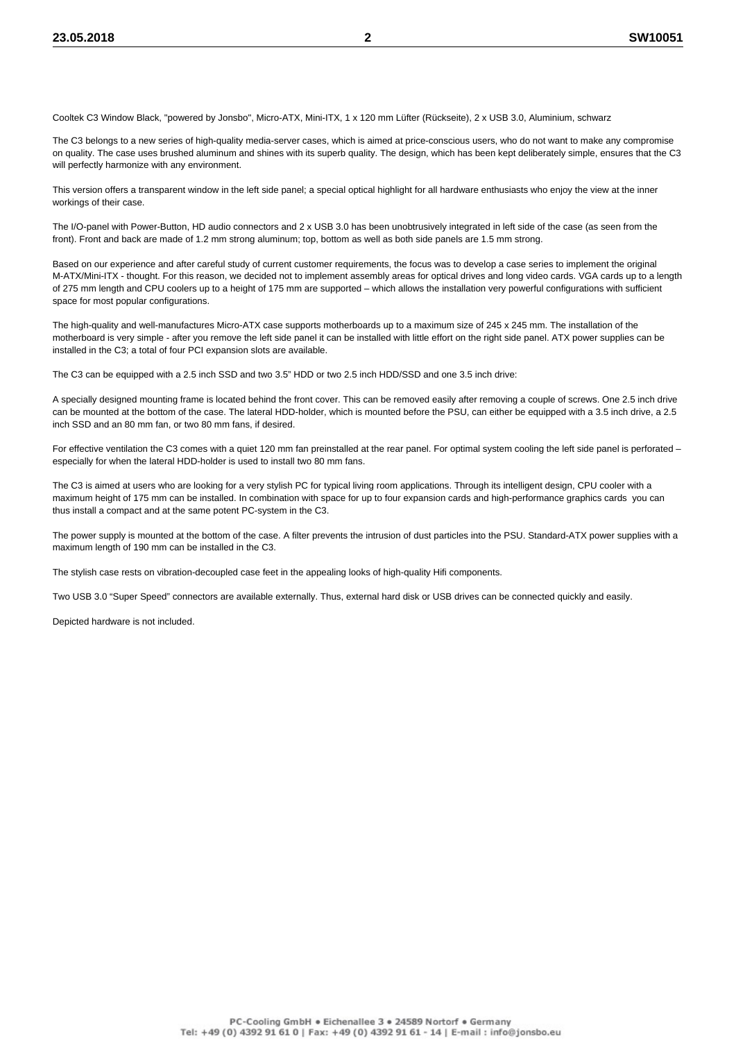Cooltek C3 Window Black, "powered by Jonsbo", Micro-ATX, Mini-ITX, 1 x 120 mm Lüfter (Rückseite), 2 x USB 3.0, Aluminium, schwarz

The C3 belongs to a new series of high-quality media-server cases, which is aimed at price-conscious users, who do not want to make any compromise on quality. The case uses brushed aluminum and shines with its superb quality. The design, which has been kept deliberately simple, ensures that the C3 will perfectly harmonize with any environment.

This version offers a transparent window in the left side panel; a special optical highlight for all hardware enthusiasts who enjoy the view at the inner workings of their case.

The I/O-panel with Power-Button, HD audio connectors and 2 x USB 3.0 has been unobtrusively integrated in left side of the case (as seen from the front). Front and back are made of 1.2 mm strong aluminum; top, bottom as well as both side panels are 1.5 mm strong.

Based on our experience and after careful study of current customer requirements, the focus was to develop a case series to implement the original M-ATX/Mini-ITX - thought. For this reason, we decided not to implement assembly areas for optical drives and long video cards. VGA cards up to a length of 275 mm length and CPU coolers up to a height of 175 mm are supported – which allows the installation very powerful configurations with sufficient space for most popular configurations.

The high-quality and well-manufactures Micro-ATX case supports motherboards up to a maximum size of 245 x 245 mm. The installation of the motherboard is very simple - after you remove the left side panel it can be installed with little effort on the right side panel. ATX power supplies can be installed in the C3; a total of four PCI expansion slots are available.

The C3 can be equipped with a 2.5 inch SSD and two 3.5" HDD or two 2.5 inch HDD/SSD and one 3.5 inch drive:

A specially designed mounting frame is located behind the front cover. This can be removed easily after removing a couple of screws. One 2.5 inch drive can be mounted at the bottom of the case. The lateral HDD-holder, which is mounted before the PSU, can either be equipped with a 3.5 inch drive, a 2.5 inch SSD and an 80 mm fan, or two 80 mm fans, if desired.

For effective ventilation the C3 comes with a quiet 120 mm fan preinstalled at the rear panel. For optimal system cooling the left side panel is perforated – especially for when the lateral HDD-holder is used to install two 80 mm fans.

The C3 is aimed at users who are looking for a very stylish PC for typical living room applications. Through its intelligent design, CPU cooler with a maximum height of 175 mm can be installed. In combination with space for up to four expansion cards and high-performance graphics cards you can thus install a compact and at the same potent PC-system in the C3.

The power supply is mounted at the bottom of the case. A filter prevents the intrusion of dust particles into the PSU. Standard-ATX power supplies with a maximum length of 190 mm can be installed in the C3.

The stylish case rests on vibration-decoupled case feet in the appealing looks of high-quality Hifi components.

Two USB 3.0 "Super Speed" connectors are available externally. Thus, external hard disk or USB drives can be connected quickly and easily.

Depicted hardware is not included.